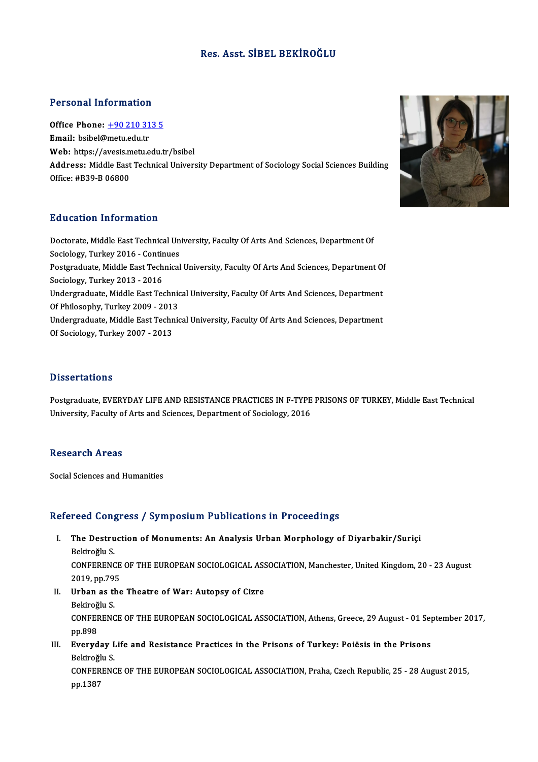# Res. Asst. SİBEL BEKİROĞLU

## Personal Information

**Office Phone:** +90 210 313 5
**Email:** bsibel@metu.edu.tr
**Web:** https://avesis.metu.edu.tr/bsibel
**Address:** Middle East Technical University Department of Sociology Social Sciences Building Office: #B39-B 06800

## Education Information

Doctorate, Middle East Technical University, Faculty Of Arts And Sciences, Department Of Sociology, Turkey 2016 - Continues
Postgraduate, Middle East Technical University, Faculty Of Arts And Sciences, Department Of Sociology, Turkey 2013 - 2016
Undergraduate, Middle East Technical University, Faculty Of Arts And Sciences, Department Of Philosophy, Turkey 2009 - 2013
Undergraduate, Middle East Technical University, Faculty Of Arts And Sciences, Department Of Sociology, Turkey 2007 - 2013

## Dissertations

Postgraduate, EVERYDAY LIFE AND RESISTANCE PRACTICES IN F-TYPE PRISONS OF TURKEY, Middle East Technical University, Faculty of Arts and Sciences, Department of Sociology, 2016

## Research Areas

Social Sciences and Humanities

## Refereed Congress / Symposium Publications in Proceedings

I. **The Destruction of Monuments: An Analysis Urban Morphology of Diyarbakir/Suriçi**
Bekiroğlu S.
CONFERENCE OF THE EUROPEAN SOCIOLOGICAL ASSOCIATION, Manchester, United Kingdom, 20 - 23 August 2019, pp.795

II. **Urban as the Theatre of War: Autopsy of Cizre**
Bekiroğlu S.
CONFERENCE OF THE EUROPEAN SOCIOLOGICAL ASSOCIATION, Athens, Greece, 29 August - 01 September 2017, pp.898

III. **Everyday Life and Resistance Practices in the Prisons of Turkey: Poiēsis in the Prisons**
Bekiroğlu S.
CONFERENCE OF THE EUROPEAN SOCIOLOGICAL ASSOCIATION, Praha, Czech Republic, 25 - 28 August 2015, pp.1387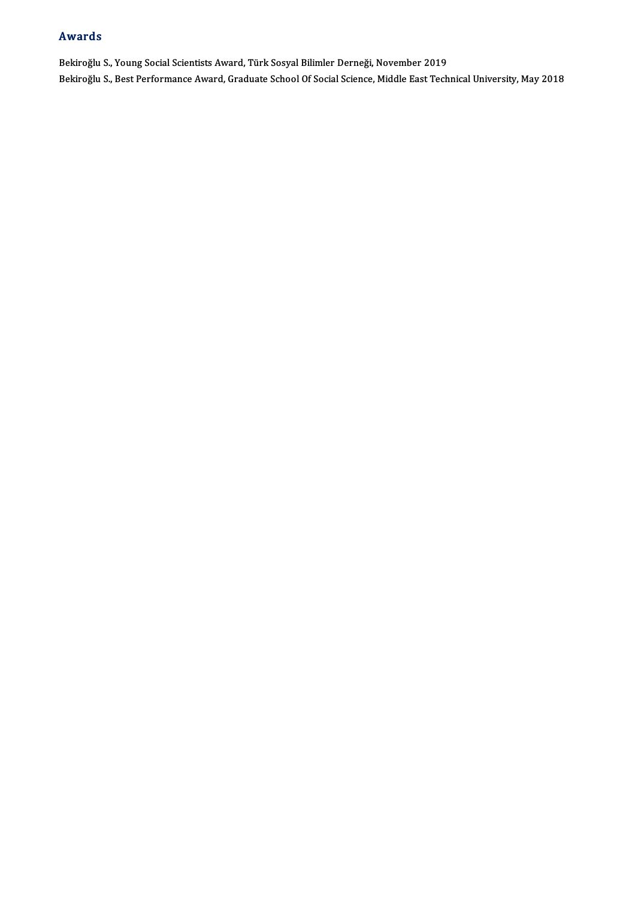## Awards

Bekiroğlu S., Young Social Scientists Award, Türk Sosyal Bilimler Derneği, November 2019

Bekiroğlu S., Best Performance Award, Graduate School Of Social Science, Middle East Technical University, May 2018